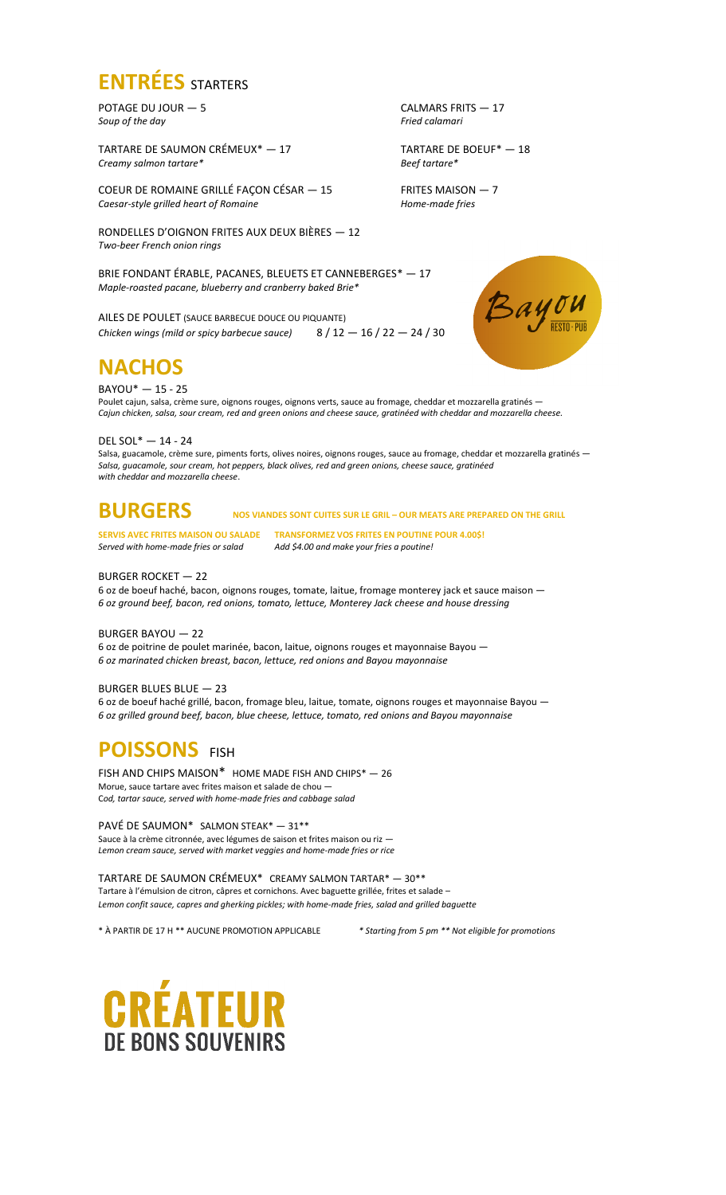# ENTRÉES STARTERS

POTAGE DU JOUR — 5
*Soup of the day*

TARTARE DE SAUMON CRÉMEUX* — 17
*Creamy salmon tartare**

COEUR DE ROMAINE GRILLÉ FAÇON CÉSAR — 15
*Caesar-style grilled heart of Romaine*

RONDELLES D'OIGNON FRITES AUX DEUX BIÈRES — 12
*Two-beer French onion rings*

BRIE FONDANT ÉRABLE, PACANES, BLEUETS ET CANNEBERGES* — 17
*Maple-roasted pacane, blueberry and cranberry baked Brie**

AILES DE POULET (SAUCE BARBECUE DOUCE OU PIQUANTE)
*Chicken wings (mild or spicy barbecue sauce)* 8 / 12 — 16 / 22 — 24 / 30

CALMARS FRITS — 17
*Fried calamari*

TARTARE DE BOEUF* — 18
*Beef tartare**

FRITES MAISON — 7
*Home-made fries*

Bayou RESTO · PUB

# NACHOS

BAYOU* — 15 - 25
Poulet cajun, salsa, crème sure, oignons rouges, oignons verts, sauce au fromage, cheddar et mozzarella gratinés —
*Cajun chicken, salsa, sour cream, red and green onions and cheese sauce, gratinéed with cheddar and mozzarella cheese.*

DEL SOL* — 14 - 24
Salsa, guacamole, crème sure, piments forts, olives noires, oignons rouges, sauce au fromage, cheddar et mozzarella gratinés —
*Salsa, guacamole, sour cream, hot peppers, black olives, red and green onions, cheese sauce, gratinéed with cheddar and mozzarella cheese*.

# BURGERS

**NOS VIANDES SONT CUITES SUR LE GRIL – OUR MEATS ARE PREPARED ON THE GRILL**

**SERVIS AVEC FRITES MAISON OU SALADE**
*Served with home-made fries or salad*

**TRANSFORMEZ VOS FRITES EN POUTINE POUR 4.00$!**
*Add $4.00 and make your fries a poutine!*

BURGER ROCKET — 22
6 oz de boeuf haché, bacon, oignons rouges, tomate, laitue, fromage monterey jack et sauce maison —
*6 oz ground beef, bacon, red onions, tomato, lettuce, Monterey Jack cheese and house dressing*

BURGER BAYOU — 22
6 oz de poitrine de poulet marinée, bacon, laitue, oignons rouges et mayonnaise Bayou —
*6 oz marinated chicken breast, bacon, lettuce, red onions and Bayou mayonnaise*

BURGER BLUES BLUE — 23
6 oz de boeuf haché grillé, bacon, fromage bleu, laitue, tomate, oignons rouges et mayonnaise Bayou —
*6 oz grilled ground beef, bacon, blue cheese, lettuce, tomato, red onions and Bayou mayonnaise*

# POISSONS FISH

FISH AND CHIPS MAISON* HOME MADE FISH AND CHIPS* — 26
Morue, sauce tartare avec frites maison et salade de chou —
*Cod, tartar sauce, served with home-made fries and cabbage salad*

PAVÉ DE SAUMON* SALMON STEAK* — 31**
Sauce à la crème citronnée, avec légumes de saison et frites maison ou riz —
*Lemon cream sauce, served with market veggies and home-made fries or rice*

TARTARE DE SAUMON CRÉMEUX* CREAMY SALMON TARTAR* — 30**
Tartare à l'émulsion de citron, câpres et cornichons. Avec baguette grillée, frites et salade –
*Lemon confit sauce, capres and gherking pickles; with home-made fries, salad and grilled baguette*

\* À PARTIR DE 17 H ** AUCUNE PROMOTION APPLICABLE

*\* Starting from 5 pm ** Not eligible for promotions*

**CRÉATEUR DE BONS SOUVENIRS**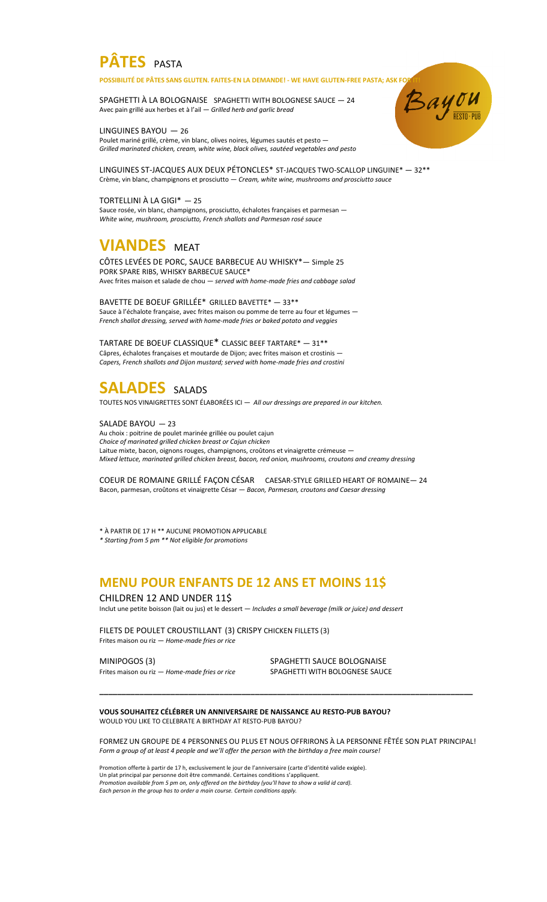# PÂTES PASTA

**POSSIBILITÉ DE PÂTES SANS GLUTEN. FAITES-EN LA DEMANDE! - WE HAVE GLUTEN-FREE PASTA; ASK FOR IT!**

Bayou RESTO · PUB

SPAGHETTI À LA BOLOGNAISE SPAGHETTI WITH BOLOGNESE SAUCE — 24
Avec pain grillé aux herbes et à l'ail — *Grilled herb and garlic bread*

LINGUINES BAYOU — 26
Poulet mariné grillé, crème, vin blanc, olives noires, légumes sautés et pesto —
*Grilled marinated chicken, cream, white wine, black olives, sautéed vegetables and pesto*

LINGUINES ST-JACQUES AUX DEUX PÉTONCLES* ST-JACQUES TWO-SCALLOP LINGUINE* — 32**
Crème, vin blanc, champignons et prosciutto — *Cream, white wine, mushrooms and prosciutto sauce*

TORTELLINI À LA GIGI* — 25
Sauce rosée, vin blanc, champignons, prosciutto, échalotes françaises et parmesan —
*White wine, mushroom, prosciutto, French shallots and Parmesan rosé sauce*

# VIANDES MEAT

CÔTES LEVÉES DE PORC, SAUCE BARBECUE AU WHISKY*— Simple 25
PORK SPARE RIBS, WHISKY BARBECUE SAUCE*
Avec frites maison et salade de chou — *served with home-made fries and cabbage salad*

BAVETTE DE BOEUF GRILLÉE* GRILLED BAVETTE* — 33**
Sauce à l'échalote française, avec frites maison ou pomme de terre au four et légumes —
*French shallot dressing, served with home-made fries or baked potato and veggies*

TARTARE DE BOEUF CLASSIQUE* CLASSIC BEEF TARTARE* — 31**
Câpres, échalotes françaises et moutarde de Dijon; avec frites maison et crostinis —
*Capers, French shallots and Dijon mustard; served with home-made fries and crostini*

# SALADES SALADS

TOUTES NOS VINAIGRETTES SONT ÉLABORÉES ICI — *All our dressings are prepared in our kitchen.*

SALADE BAYOU — 23
Au choix : poitrine de poulet marinée grillée ou poulet cajun
*Choice of marinated grilled chicken breast or Cajun chicken*
Laitue mixte, bacon, oignons rouges, champignons, croûtons et vinaigrette crémeuse —
*Mixed lettuce, marinated grilled chicken breast, bacon, red onion, mushrooms, croutons and creamy dressing*

COEUR DE ROMAINE GRILLÉ FAÇON CÉSAR CAESAR-STYLE GRILLED HEART OF ROMAINE— 24
Bacon, parmesan, croûtons et vinaigrette César — *Bacon, Parmesan, croutons and Caesar dressing*

\* À PARTIR DE 17 H ** AUCUNE PROMOTION APPLICABLE
*\* Starting from 5 pm ** Not eligible for promotions*

## MENU POUR ENFANTS DE 12 ANS ET MOINS 11$

CHILDREN 12 AND UNDER 11$
Inclut une petite boisson (lait ou jus) et le dessert — *Includes a small beverage (milk or juice) and dessert*

FILETS DE POULET CROUSTILLANT (3) CRISPY CHICKEN FILLETS (3)
Frites maison ou riz — *Home-made fries or rice*

MINIPOGOS (3)
Frites maison ou riz — *Home-made fries or rice*

SPAGHETTI SAUCE BOLOGNAISE
SPAGHETTI WITH BOLOGNESE SAUCE

---

**VOUS SOUHAITEZ CÉLÉBRER UN ANNIVERSAIRE DE NAISSANCE AU RESTO-PUB BAYOU?**
WOULD YOU LIKE TO CELEBRATE A BIRTHDAY AT RESTO-PUB BAYOU?

FORMEZ UN GROUPE DE 4 PERSONNES OU PLUS ET NOUS OFFRIRONS À LA PERSONNE FÊTÉE SON PLAT PRINCIPAL!
*Form a group of at least 4 people and we'll offer the person with the birthday a free main course!*

Promotion offerte à partir de 17 h, exclusivement le jour de l'anniversaire (carte d'identité valide exigée).
Un plat principal par personne doit être commandé. Certaines conditions s'appliquent.
*Promotion available from 5 pm on, only offered on the birthday (you'll have to show a valid id card).*
*Each person in the group has to order a main course. Certain conditions apply.*